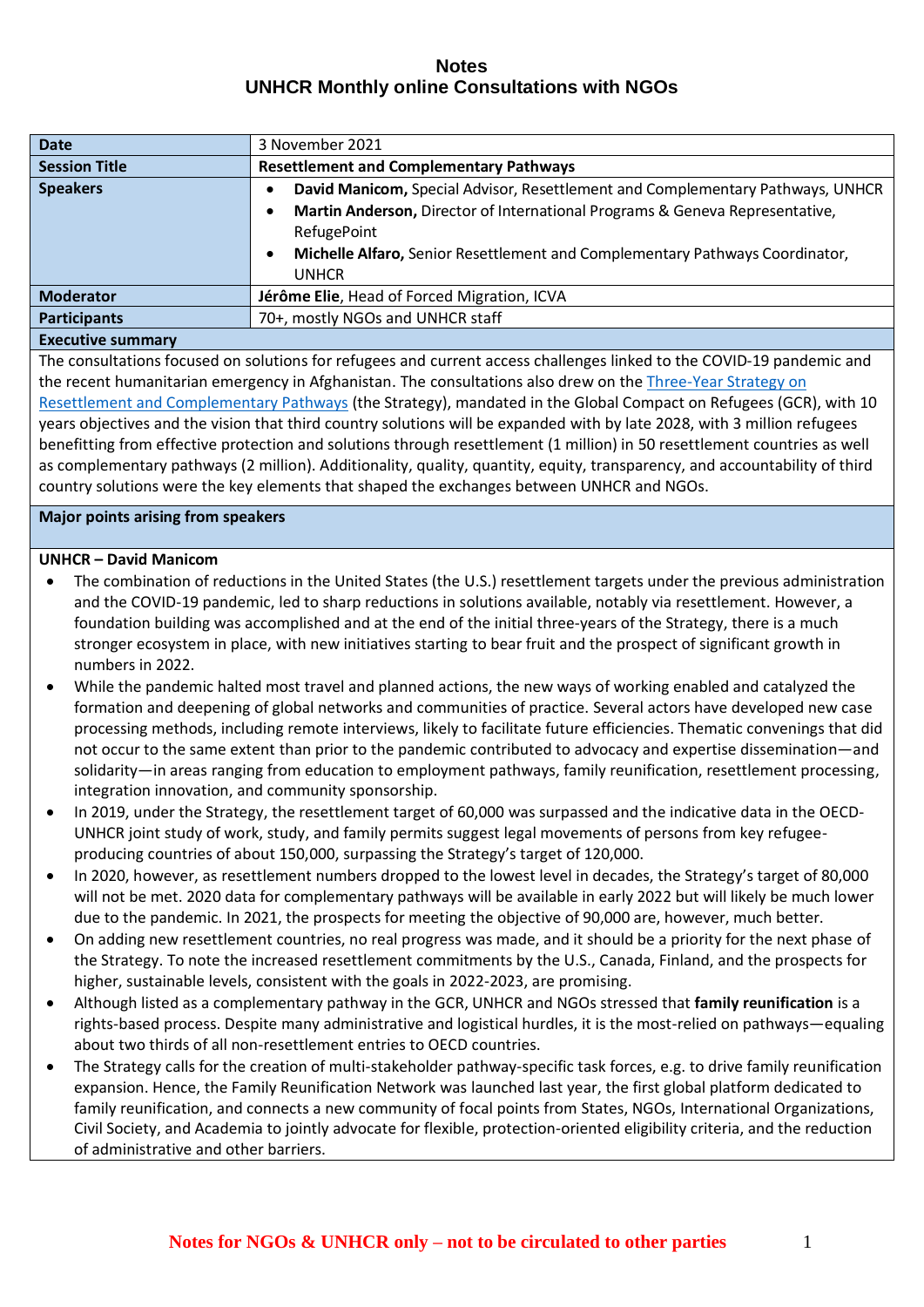# Notes
## UNHCR Monthly online Consultations with NGOs

| **Date** | 3 November 2021 |
|---|---|
| **Session Title** | **Resettlement and Complementary Pathways** |
| **Speakers** | • **David Manicom,** Special Advisor, Resettlement and Complementary Pathways, UNHCR<br>• **Martin Anderson,** Director of International Programs & Geneva Representative, RefugePoint<br>• **Michelle Alfaro,** Senior Resettlement and Complementary Pathways Coordinator, UNHCR |
| **Moderator** | **Jérôme Elie**, Head of Forced Migration, ICVA |
| **Participants** | 70+, mostly NGOs and UNHCR staff |

**Executive summary**

The consultations focused on solutions for refugees and current access challenges linked to the COVID-19 pandemic and the recent humanitarian emergency in Afghanistan. The consultations also drew on the Three-Year Strategy on Resettlement and Complementary Pathways (the Strategy), mandated in the Global Compact on Refugees (GCR), with 10 years objectives and the vision that third country solutions will be expanded with by late 2028, with 3 million refugees benefitting from effective protection and solutions through resettlement (1 million) in 50 resettlement countries as well as complementary pathways (2 million). Additionality, quality, quantity, equity, transparency, and accountability of third country solutions were the key elements that shaped the exchanges between UNHCR and NGOs.

**Major points arising from speakers**

**UNHCR – David Manicom**

- The combination of reductions in the United States (the U.S.) resettlement targets under the previous administration and the COVID-19 pandemic, led to sharp reductions in solutions available, notably via resettlement. However, a foundation building was accomplished and at the end of the initial three-years of the Strategy, there is a much stronger ecosystem in place, with new initiatives starting to bear fruit and the prospect of significant growth in numbers in 2022.
- While the pandemic halted most travel and planned actions, the new ways of working enabled and catalyzed the formation and deepening of global networks and communities of practice. Several actors have developed new case processing methods, including remote interviews, likely to facilitate future efficiencies. Thematic convenings that did not occur to the same extent than prior to the pandemic contributed to advocacy and expertise dissemination—and solidarity—in areas ranging from education to employment pathways, family reunification, resettlement processing, integration innovation, and community sponsorship.
- In 2019, under the Strategy, the resettlement target of 60,000 was surpassed and the indicative data in the OECD-UNHCR joint study of work, study, and family permits suggest legal movements of persons from key refugee-producing countries of about 150,000, surpassing the Strategy's target of 120,000.
- In 2020, however, as resettlement numbers dropped to the lowest level in decades, the Strategy's target of 80,000 will not be met. 2020 data for complementary pathways will be available in early 2022 but will likely be much lower due to the pandemic. In 2021, the prospects for meeting the objective of 90,000 are, however, much better.
- On adding new resettlement countries, no real progress was made, and it should be a priority for the next phase of the Strategy. To note the increased resettlement commitments by the U.S., Canada, Finland, and the prospects for higher, sustainable levels, consistent with the goals in 2022-2023, are promising.
- Although listed as a complementary pathway in the GCR, UNHCR and NGOs stressed that **family reunification** is a rights-based process. Despite many administrative and logistical hurdles, it is the most-relied on pathways—equaling about two thirds of all non-resettlement entries to OECD countries.
- The Strategy calls for the creation of multi-stakeholder pathway-specific task forces, e.g. to drive family reunification expansion. Hence, the Family Reunification Network was launched last year, the first global platform dedicated to family reunification, and connects a new community of focal points from States, NGOs, International Organizations, Civil Society, and Academia to jointly advocate for flexible, protection-oriented eligibility criteria, and the reduction of administrative and other barriers.

Notes for NGOs & UNHCR only – not to be circulated to other parties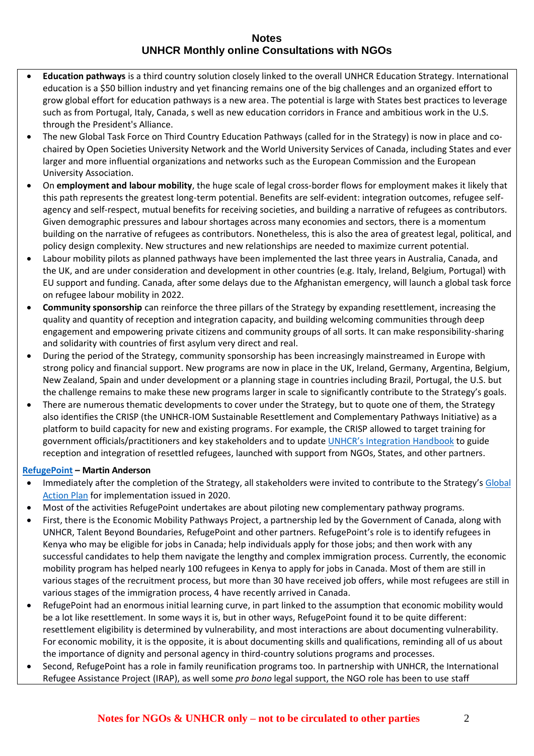- **Education pathways** is a third country solution closely linked to the overall UNHCR Education Strategy. International education is a $50 billion industry and yet financing remains one of the big challenges and an organized effort to grow global effort for education pathways is a new area. The potential is large with States best practices to leverage such as from Portugal, Italy, Canada, s well as new education corridors in France and ambitious work in the U.S. through the President's Alliance.
- The new Global Task Force on Third Country Education Pathways (called for in the Strategy) is now in place and co-chaired by Open Societies University Network and the World University Services of Canada, including States and ever larger and more influential organizations and networks such as the European Commission and the European University Association.
- On **employment and labour mobility**, the huge scale of legal cross-border flows for employment makes it likely that this path represents the greatest long-term potential. Benefits are self-evident: integration outcomes, refugee self-agency and self-respect, mutual benefits for receiving societies, and building a narrative of refugees as contributors. Given demographic pressures and labour shortages across many economies and sectors, there is a momentum building on the narrative of refugees as contributors. Nonetheless, this is also the area of greatest legal, political, and policy design complexity. New structures and new relationships are needed to maximize current potential.
- Labour mobility pilots as planned pathways have been implemented the last three years in Australia, Canada, and the UK, and are under consideration and development in other countries (e.g. Italy, Ireland, Belgium, Portugal) with EU support and funding. Canada, after some delays due to the Afghanistan emergency, will launch a global task force on refugee labour mobility in 2022.
- **Community sponsorship** can reinforce the three pillars of the Strategy by expanding resettlement, increasing the quality and quantity of reception and integration capacity, and building welcoming communities through deep engagement and empowering private citizens and community groups of all sorts. It can make responsibility-sharing and solidarity with countries of first asylum very direct and real.
- During the period of the Strategy, community sponsorship has been increasingly mainstreamed in Europe with strong policy and financial support. New programs are now in place in the UK, Ireland, Germany, Argentina, Belgium, New Zealand, Spain and under development or a planning stage in countries including Brazil, Portugal, the U.S. but the challenge remains to make these new programs larger in scale to significantly contribute to the Strategy's goals.
- There are numerous thematic developments to cover under the Strategy, but to quote one of them, the Strategy also identifies the CRISP (the UNHCR-IOM Sustainable Resettlement and Complementary Pathways Initiative) as a platform to build capacity for new and existing programs. For example, the CRISP allowed to target training for government officials/practitioners and key stakeholders and to update UNHCR's Integration Handbook to guide reception and integration of resettled refugees, launched with support from NGOs, States, and other partners.

**RefugePoint – Martin Anderson**

- Immediately after the completion of the Strategy, all stakeholders were invited to contribute to the Strategy's Global Action Plan for implementation issued in 2020.
- Most of the activities RefugePoint undertakes are about piloting new complementary pathway programs.
- First, there is the Economic Mobility Pathways Project, a partnership led by the Government of Canada, along with UNHCR, Talent Beyond Boundaries, RefugePoint and other partners. RefugePoint's role is to identify refugees in Kenya who may be eligible for jobs in Canada; help individuals apply for those jobs; and then work with any successful candidates to help them navigate the lengthy and complex immigration process. Currently, the economic mobility program has helped nearly 100 refugees in Kenya to apply for jobs in Canada. Most of them are still in various stages of the recruitment process, but more than 30 have received job offers, while most refugees are still in various stages of the immigration process, 4 have recently arrived in Canada.
- RefugePoint had an enormous initial learning curve, in part linked to the assumption that economic mobility would be a lot like resettlement. In some ways it is, but in other ways, RefugePoint found it to be quite different: resettlement eligibility is determined by vulnerability, and most interactions are about documenting vulnerability. For economic mobility, it is the opposite, it is about documenting skills and qualifications, reminding all of us about the importance of dignity and personal agency in third-country solutions programs and processes.
- Second, RefugePoint has a role in family reunification programs too. In partnership with UNHCR, the International Refugee Assistance Project (IRAP), as well some *pro bono* legal support, the NGO role has been to use staff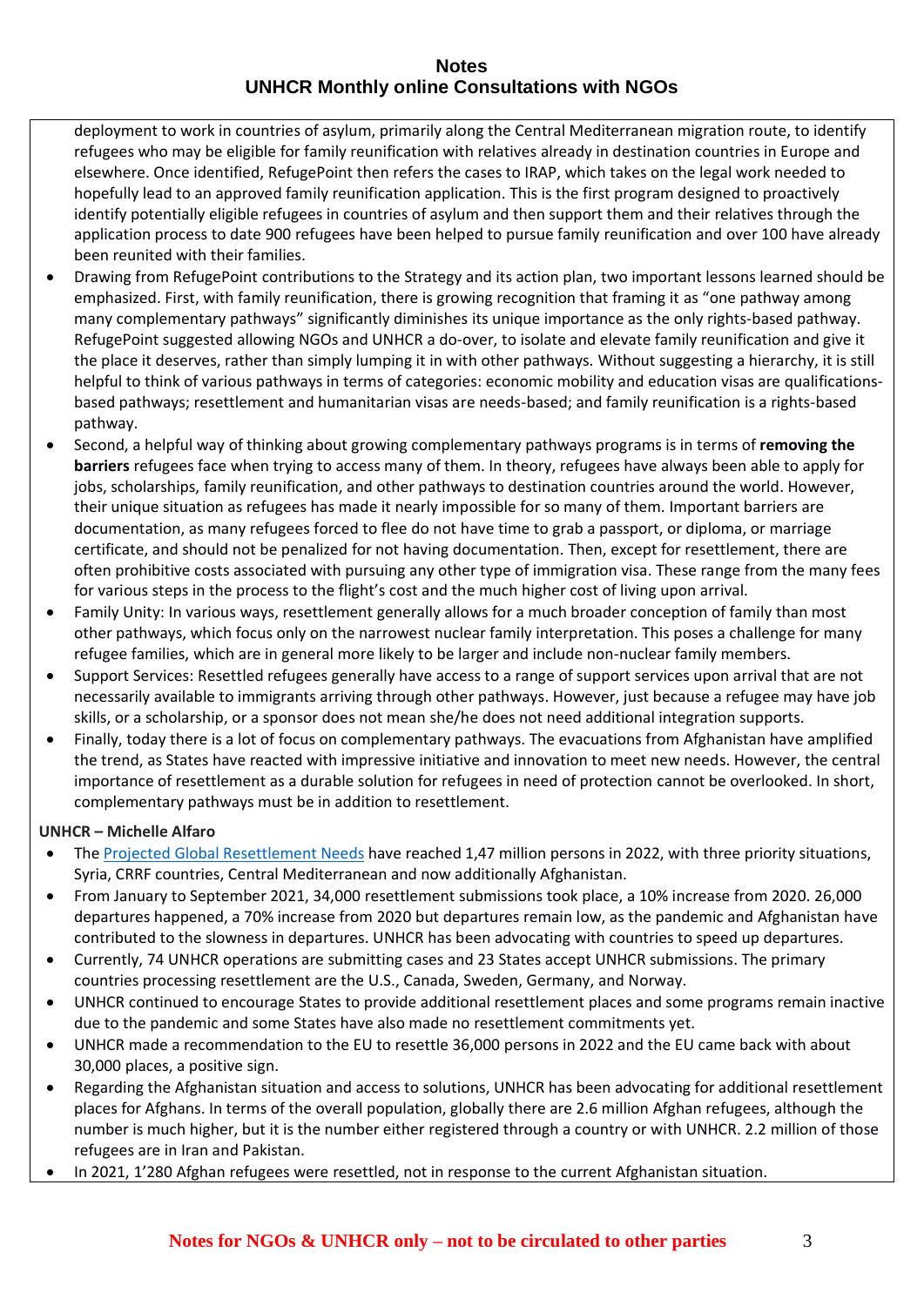deployment to work in countries of asylum, primarily along the Central Mediterranean migration route, to identify refugees who may be eligible for family reunification with relatives already in destination countries in Europe and elsewhere. Once identified, RefugePoint then refers the cases to IRAP, which takes on the legal work needed to hopefully lead to an approved family reunification application. This is the first program designed to proactively identify potentially eligible refugees in countries of asylum and then support them and their relatives through the application process to date 900 refugees have been helped to pursue family reunification and over 100 have already been reunited with their families.

- Drawing from RefugePoint contributions to the Strategy and its action plan, two important lessons learned should be emphasized. First, with family reunification, there is growing recognition that framing it as "one pathway among many complementary pathways" significantly diminishes its unique importance as the only rights-based pathway. RefugePoint suggested allowing NGOs and UNHCR a do-over, to isolate and elevate family reunification and give it the place it deserves, rather than simply lumping it in with other pathways. Without suggesting a hierarchy, it is still helpful to think of various pathways in terms of categories: economic mobility and education visas are qualifications-based pathways; resettlement and humanitarian visas are needs-based; and family reunification is a rights-based pathway.
- Second, a helpful way of thinking about growing complementary pathways programs is in terms of **removing the barriers** refugees face when trying to access many of them. In theory, refugees have always been able to apply for jobs, scholarships, family reunification, and other pathways to destination countries around the world. However, their unique situation as refugees has made it nearly impossible for so many of them. Important barriers are documentation, as many refugees forced to flee do not have time to grab a passport, or diploma, or marriage certificate, and should not be penalized for not having documentation. Then, except for resettlement, there are often prohibitive costs associated with pursuing any other type of immigration visa. These range from the many fees for various steps in the process to the flight's cost and the much higher cost of living upon arrival.
- Family Unity: In various ways, resettlement generally allows for a much broader conception of family than most other pathways, which focus only on the narrowest nuclear family interpretation. This poses a challenge for many refugee families, which are in general more likely to be larger and include non-nuclear family members.
- Support Services: Resettled refugees generally have access to a range of support services upon arrival that are not necessarily available to immigrants arriving through other pathways. However, just because a refugee may have job skills, or a scholarship, or a sponsor does not mean she/he does not need additional integration supports.
- Finally, today there is a lot of focus on complementary pathways. The evacuations from Afghanistan have amplified the trend, as States have reacted with impressive initiative and innovation to meet new needs. However, the central importance of resettlement as a durable solution for refugees in need of protection cannot be overlooked. In short, complementary pathways must be in addition to resettlement.

**UNHCR – Michelle Alfaro**

- The Projected Global Resettlement Needs have reached 1,47 million persons in 2022, with three priority situations, Syria, CRRF countries, Central Mediterranean and now additionally Afghanistan.
- From January to September 2021, 34,000 resettlement submissions took place, a 10% increase from 2020. 26,000 departures happened, a 70% increase from 2020 but departures remain low, as the pandemic and Afghanistan have contributed to the slowness in departures. UNHCR has been advocating with countries to speed up departures.
- Currently, 74 UNHCR operations are submitting cases and 23 States accept UNHCR submissions. The primary countries processing resettlement are the U.S., Canada, Sweden, Germany, and Norway.
- UNHCR continued to encourage States to provide additional resettlement places and some programs remain inactive due to the pandemic and some States have also made no resettlement commitments yet.
- UNHCR made a recommendation to the EU to resettle 36,000 persons in 2022 and the EU came back with about 30,000 places, a positive sign.
- Regarding the Afghanistan situation and access to solutions, UNHCR has been advocating for additional resettlement places for Afghans. In terms of the overall population, globally there are 2.6 million Afghan refugees, although the number is much higher, but it is the number either registered through a country or with UNHCR. 2.2 million of those refugees are in Iran and Pakistan.
- In 2021, 1'280 Afghan refugees were resettled, not in response to the current Afghanistan situation.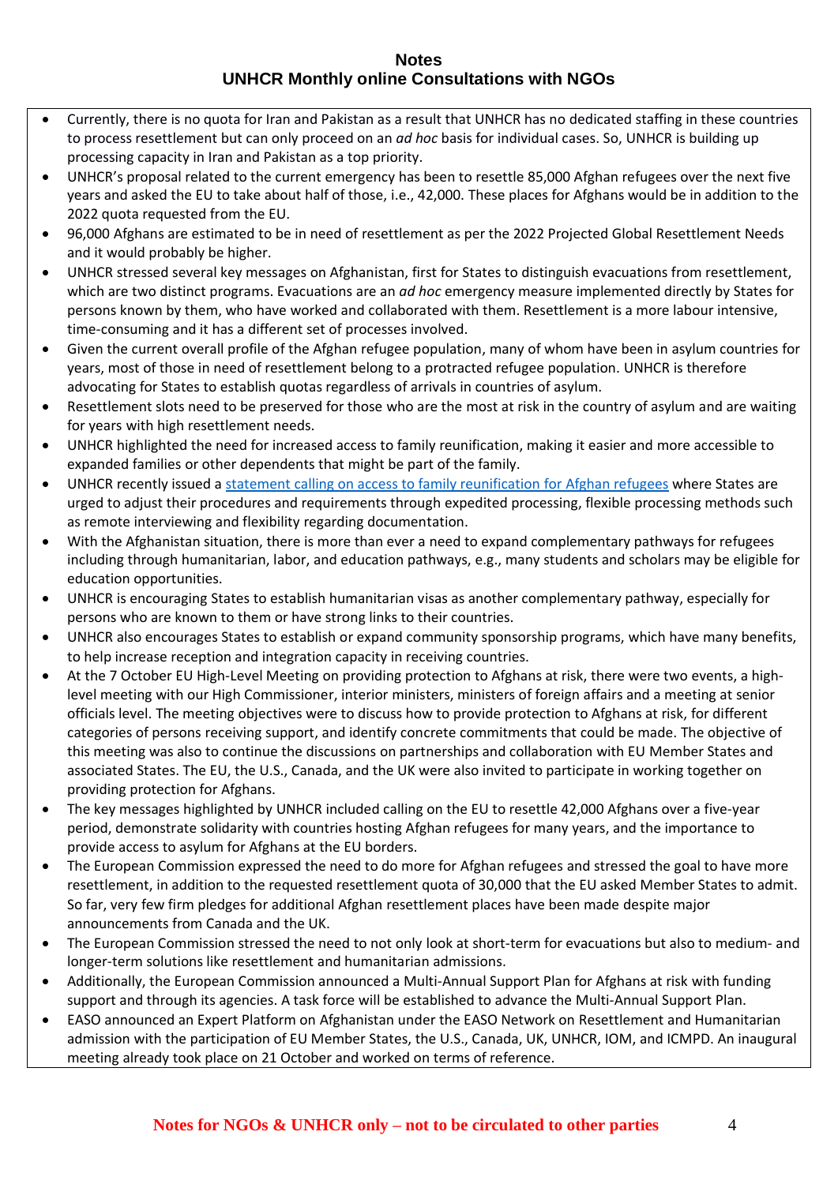- Currently, there is no quota for Iran and Pakistan as a result that UNHCR has no dedicated staffing in these countries to process resettlement but can only proceed on an *ad hoc* basis for individual cases. So, UNHCR is building up processing capacity in Iran and Pakistan as a top priority.
- UNHCR's proposal related to the current emergency has been to resettle 85,000 Afghan refugees over the next five years and asked the EU to take about half of those, i.e., 42,000. These places for Afghans would be in addition to the 2022 quota requested from the EU.
- 96,000 Afghans are estimated to be in need of resettlement as per the 2022 Projected Global Resettlement Needs and it would probably be higher.
- UNHCR stressed several key messages on Afghanistan, first for States to distinguish evacuations from resettlement, which are two distinct programs. Evacuations are an *ad hoc* emergency measure implemented directly by States for persons known by them, who have worked and collaborated with them. Resettlement is a more labour intensive, time-consuming and it has a different set of processes involved.
- Given the current overall profile of the Afghan refugee population, many of whom have been in asylum countries for years, most of those in need of resettlement belong to a protracted refugee population. UNHCR is therefore advocating for States to establish quotas regardless of arrivals in countries of asylum.
- Resettlement slots need to be preserved for those who are the most at risk in the country of asylum and are waiting for years with high resettlement needs.
- UNHCR highlighted the need for increased access to family reunification, making it easier and more accessible to expanded families or other dependents that might be part of the family.
- UNHCR recently issued a [statement calling on access to family reunification for Afghan refugees] where States are urged to adjust their procedures and requirements through expedited processing, flexible processing methods such as remote interviewing and flexibility regarding documentation.
- With the Afghanistan situation, there is more than ever a need to expand complementary pathways for refugees including through humanitarian, labor, and education pathways, e.g., many students and scholars may be eligible for education opportunities.
- UNHCR is encouraging States to establish humanitarian visas as another complementary pathway, especially for persons who are known to them or have strong links to their countries.
- UNHCR also encourages States to establish or expand community sponsorship programs, which have many benefits, to help increase reception and integration capacity in receiving countries.
- At the 7 October EU High-Level Meeting on providing protection to Afghans at risk, there were two events, a high-level meeting with our High Commissioner, interior ministers, ministers of foreign affairs and a meeting at senior officials level. The meeting objectives were to discuss how to provide protection to Afghans at risk, for different categories of persons receiving support, and identify concrete commitments that could be made. The objective of this meeting was also to continue the discussions on partnerships and collaboration with EU Member States and associated States. The EU, the U.S., Canada, and the UK were also invited to participate in working together on providing protection for Afghans.
- The key messages highlighted by UNHCR included calling on the EU to resettle 42,000 Afghans over a five-year period, demonstrate solidarity with countries hosting Afghan refugees for many years, and the importance to provide access to asylum for Afghans at the EU borders.
- The European Commission expressed the need to do more for Afghan refugees and stressed the goal to have more resettlement, in addition to the requested resettlement quota of 30,000 that the EU asked Member States to admit. So far, very few firm pledges for additional Afghan resettlement places have been made despite major announcements from Canada and the UK.
- The European Commission stressed the need to not only look at short-term for evacuations but also to medium- and longer-term solutions like resettlement and humanitarian admissions.
- Additionally, the European Commission announced a Multi-Annual Support Plan for Afghans at risk with funding support and through its agencies. A task force will be established to advance the Multi-Annual Support Plan.
- EASO announced an Expert Platform on Afghanistan under the EASO Network on Resettlement and Humanitarian admission with the participation of EU Member States, the U.S., Canada, UK, UNHCR, IOM, and ICMPD. An inaugural meeting already took place on 21 October and worked on terms of reference.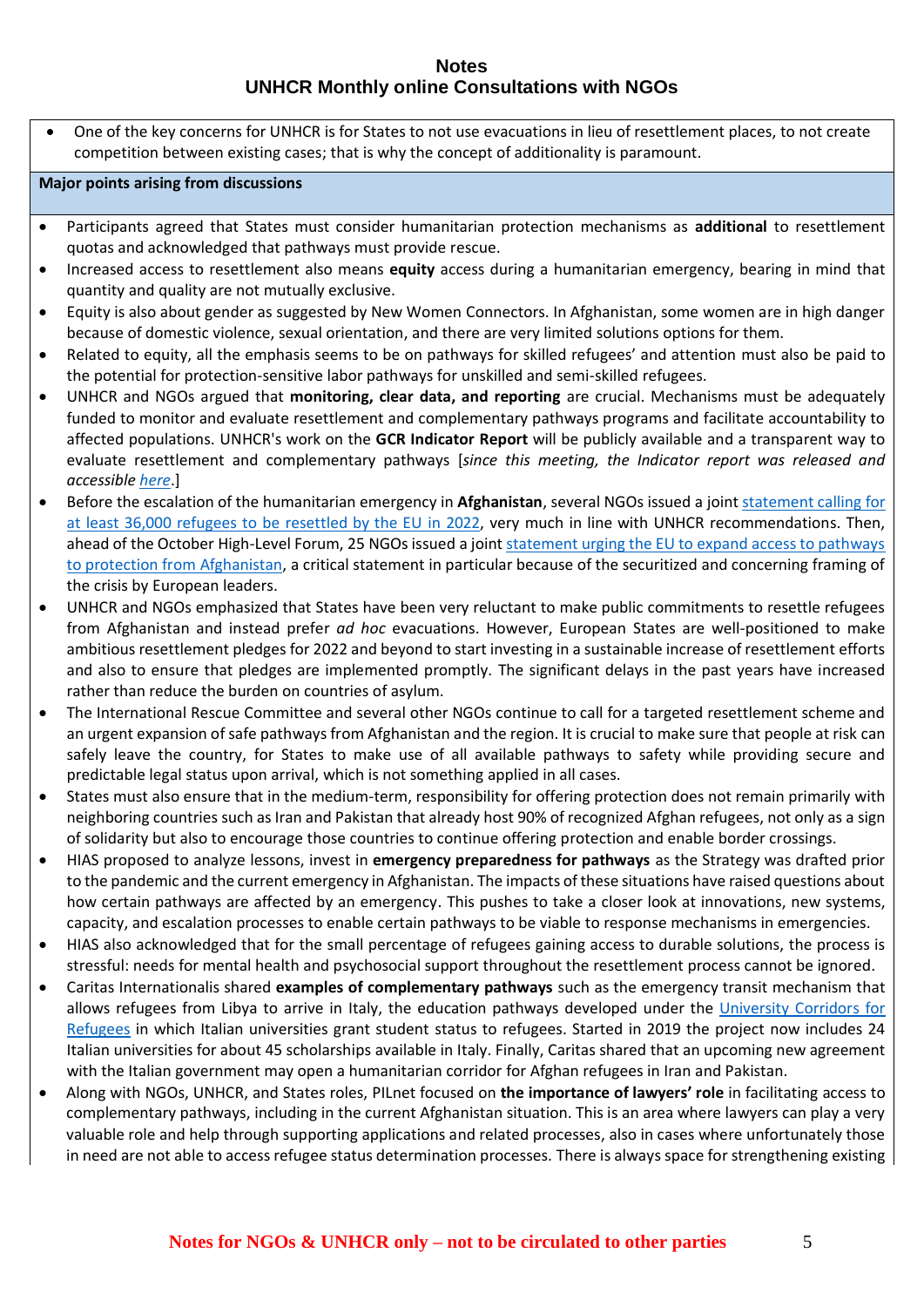- One of the key concerns for UNHCR is for States to not use evacuations in lieu of resettlement places, to not create competition between existing cases; that is why the concept of additionality is paramount.

**Major points arising from discussions**

- Participants agreed that States must consider humanitarian protection mechanisms as **additional** to resettlement quotas and acknowledged that pathways must provide rescue.
- Increased access to resettlement also means **equity** access during a humanitarian emergency, bearing in mind that quantity and quality are not mutually exclusive.
- Equity is also about gender as suggested by New Women Connectors. In Afghanistan, some women are in high danger because of domestic violence, sexual orientation, and there are very limited solutions options for them.
- Related to equity, all the emphasis seems to be on pathways for skilled refugees' and attention must also be paid to the potential for protection-sensitive labor pathways for unskilled and semi-skilled refugees.
- UNHCR and NGOs argued that **monitoring, clear data, and reporting** are crucial. Mechanisms must be adequately funded to monitor and evaluate resettlement and complementary pathways programs and facilitate accountability to affected populations. UNHCR's work on the **GCR Indicator Report** will be publicly available and a transparent way to evaluate resettlement and complementary pathways [*since this meeting, the Indicator report was released and accessible here*.]
- Before the escalation of the humanitarian emergency in **Afghanistan**, several NGOs issued a joint statement calling for at least 36,000 refugees to be resettled by the EU in 2022, very much in line with UNHCR recommendations. Then, ahead of the October High-Level Forum, 25 NGOs issued a joint statement urging the EU to expand access to pathways to protection from Afghanistan, a critical statement in particular because of the securitized and concerning framing of the crisis by European leaders.
- UNHCR and NGOs emphasized that States have been very reluctant to make public commitments to resettle refugees from Afghanistan and instead prefer *ad hoc* evacuations. However, European States are well-positioned to make ambitious resettlement pledges for 2022 and beyond to start investing in a sustainable increase of resettlement efforts and also to ensure that pledges are implemented promptly. The significant delays in the past years have increased rather than reduce the burden on countries of asylum.
- The International Rescue Committee and several other NGOs continue to call for a targeted resettlement scheme and an urgent expansion of safe pathways from Afghanistan and the region. It is crucial to make sure that people at risk can safely leave the country, for States to make use of all available pathways to safety while providing secure and predictable legal status upon arrival, which is not something applied in all cases.
- States must also ensure that in the medium-term, responsibility for offering protection does not remain primarily with neighboring countries such as Iran and Pakistan that already host 90% of recognized Afghan refugees, not only as a sign of solidarity but also to encourage those countries to continue offering protection and enable border crossings.
- HIAS proposed to analyze lessons, invest in **emergency preparedness for pathways** as the Strategy was drafted prior to the pandemic and the current emergency in Afghanistan. The impacts of these situations have raised questions about how certain pathways are affected by an emergency. This pushes to take a closer look at innovations, new systems, capacity, and escalation processes to enable certain pathways to be viable to response mechanisms in emergencies.
- HIAS also acknowledged that for the small percentage of refugees gaining access to durable solutions, the process is stressful: needs for mental health and psychosocial support throughout the resettlement process cannot be ignored.
- Caritas Internationalis shared **examples of complementary pathways** such as the emergency transit mechanism that allows refugees from Libya to arrive in Italy, the education pathways developed under the University Corridors for Refugees in which Italian universities grant student status to refugees. Started in 2019 the project now includes 24 Italian universities for about 45 scholarships available in Italy. Finally, Caritas shared that an upcoming new agreement with the Italian government may open a humanitarian corridor for Afghan refugees in Iran and Pakistan.
- Along with NGOs, UNHCR, and States roles, PILnet focused on **the importance of lawyers' role** in facilitating access to complementary pathways, including in the current Afghanistan situation. This is an area where lawyers can play a very valuable role and help through supporting applications and related processes, also in cases where unfortunately those in need are not able to access refugee status determination processes. There is always space for strengthening existing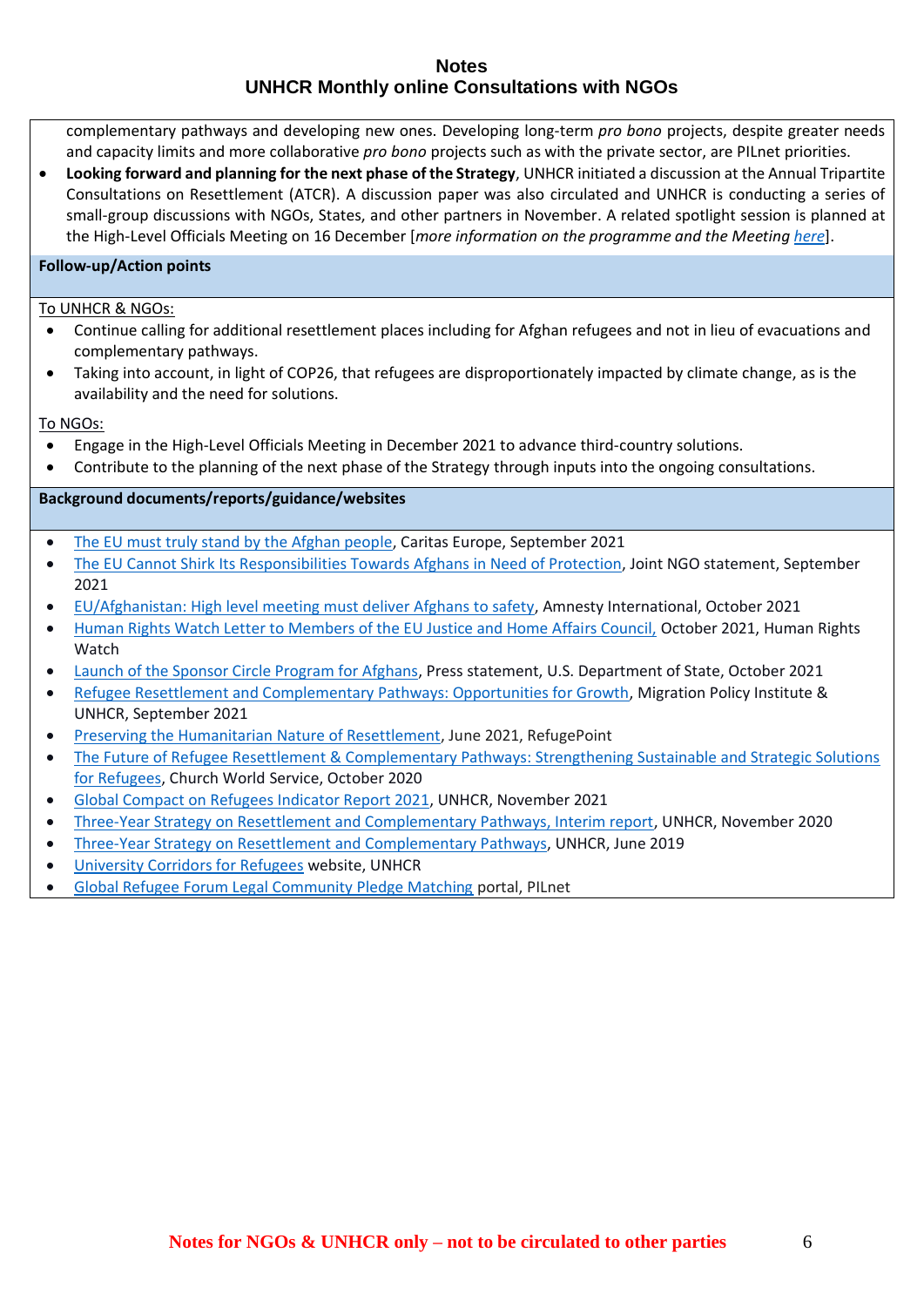complementary pathways and developing new ones. Developing long-term *pro bono* projects, despite greater needs and capacity limits and more collaborative *pro bono* projects such as with the private sector, are PILnet priorities.

- **Looking forward and planning for the next phase of the Strategy**, UNHCR initiated a discussion at the Annual Tripartite Consultations on Resettlement (ATCR). A discussion paper was also circulated and UNHCR is conducting a series of small-group discussions with NGOs, States, and other partners in November. A related spotlight session is planned at the High-Level Officials Meeting on 16 December [*more information on the programme and the Meeting here*].

**Follow-up/Action points**

To UNHCR & NGOs:

- Continue calling for additional resettlement places including for Afghan refugees and not in lieu of evacuations and complementary pathways.
- Taking into account, in light of COP26, that refugees are disproportionately impacted by climate change, as is the availability and the need for solutions.

To NGOs:

- Engage in the High-Level Officials Meeting in December 2021 to advance third-country solutions.
- Contribute to the planning of the next phase of the Strategy through inputs into the ongoing consultations.

**Background documents/reports/guidance/websites**

- The EU must truly stand by the Afghan people, Caritas Europe, September 2021
- The EU Cannot Shirk Its Responsibilities Towards Afghans in Need of Protection, Joint NGO statement, September 2021
- EU/Afghanistan: High level meeting must deliver Afghans to safety, Amnesty International, October 2021
- Human Rights Watch Letter to Members of the EU Justice and Home Affairs Council, October 2021, Human Rights Watch
- Launch of the Sponsor Circle Program for Afghans, Press statement, U.S. Department of State, October 2021
- Refugee Resettlement and Complementary Pathways: Opportunities for Growth, Migration Policy Institute & UNHCR, September 2021
- Preserving the Humanitarian Nature of Resettlement, June 2021, RefugePoint
- The Future of Refugee Resettlement & Complementary Pathways: Strengthening Sustainable and Strategic Solutions for Refugees, Church World Service, October 2020
- Global Compact on Refugees Indicator Report 2021, UNHCR, November 2021
- Three-Year Strategy on Resettlement and Complementary Pathways, Interim report, UNHCR, November 2020
- Three-Year Strategy on Resettlement and Complementary Pathways, UNHCR, June 2019
- University Corridors for Refugees website, UNHCR
- Global Refugee Forum Legal Community Pledge Matching portal, PILnet